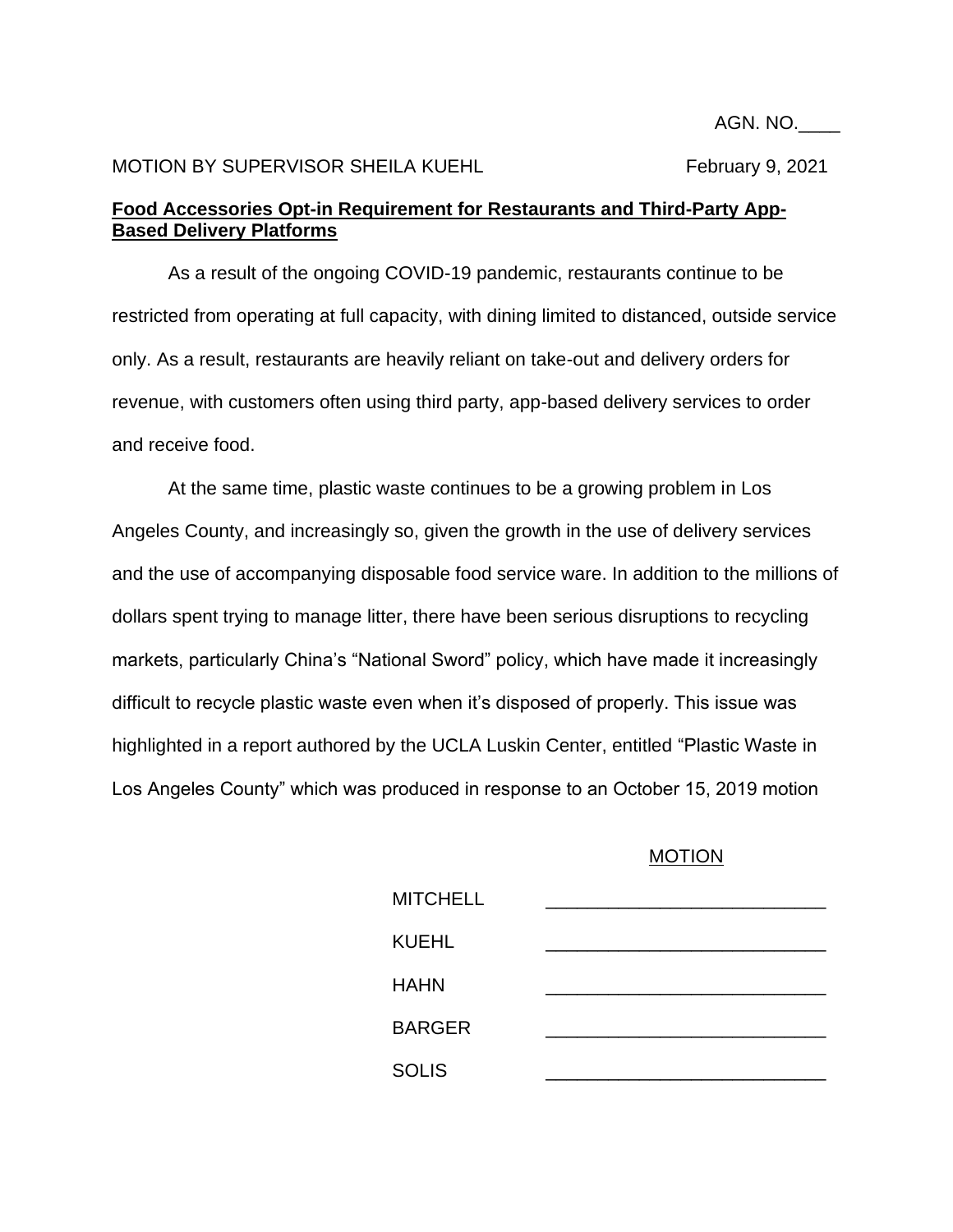AGN. NO.____

MOTION BY SUPERVISOR SHEILA KUEHL February 9, 2021

**Food Accessories Opt-in Requirement for Restaurants and Third-Party App-Based Delivery Platforms**

As a result of the ongoing COVID-19 pandemic, restaurants continue to be restricted from operating at full capacity, with dining limited to distanced, outside service only. As a result, restaurants are heavily reliant on take-out and delivery orders for revenue, with customers often using third party, app-based delivery services to order and receive food.

At the same time, plastic waste continues to be a growing problem in Los Angeles County, and increasingly so, given the growth in the use of delivery services and the use of accompanying disposable food service ware. In addition to the millions of dollars spent trying to manage litter, there have been serious disruptions to recycling markets, particularly China's "National Sword" policy, which have made it increasingly difficult to recycle plastic waste even when it's disposed of properly. This issue was highlighted in a report authored by the UCLA Luskin Center, entitled "Plastic Waste in Los Angeles County" which was produced in response to an October 15, 2019 motion

MOTION

| | |
|---|---|
| MITCHELL | ___________________________ |
| KUEHL | ___________________________ |
| HAHN | ___________________________ |
| BARGER | ___________________________ |
| SOLIS | ___________________________ |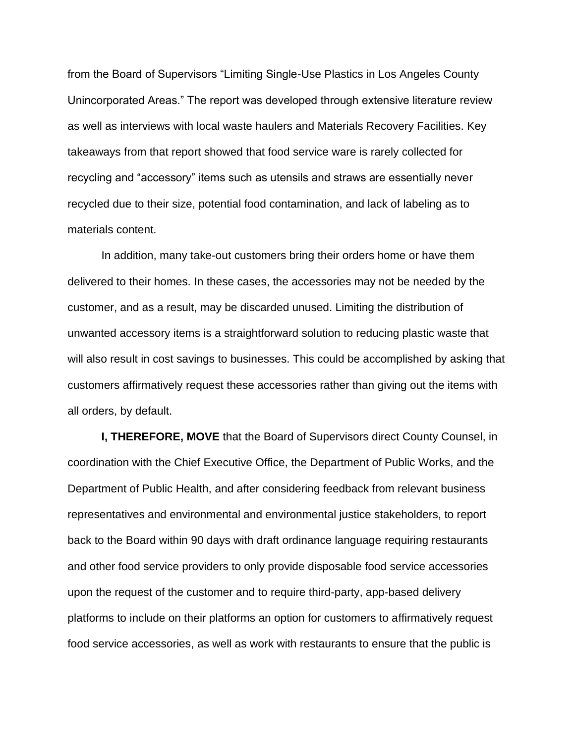from the Board of Supervisors "Limiting Single-Use Plastics in Los Angeles County Unincorporated Areas." The report was developed through extensive literature review as well as interviews with local waste haulers and Materials Recovery Facilities. Key takeaways from that report showed that food service ware is rarely collected for recycling and "accessory" items such as utensils and straws are essentially never recycled due to their size, potential food contamination, and lack of labeling as to materials content.

In addition, many take-out customers bring their orders home or have them delivered to their homes. In these cases, the accessories may not be needed by the customer, and as a result, may be discarded unused. Limiting the distribution of unwanted accessory items is a straightforward solution to reducing plastic waste that will also result in cost savings to businesses. This could be accomplished by asking that customers affirmatively request these accessories rather than giving out the items with all orders, by default.

**I, THEREFORE, MOVE** that the Board of Supervisors direct County Counsel, in coordination with the Chief Executive Office, the Department of Public Works, and the Department of Public Health, and after considering feedback from relevant business representatives and environmental and environmental justice stakeholders, to report back to the Board within 90 days with draft ordinance language requiring restaurants and other food service providers to only provide disposable food service accessories upon the request of the customer and to require third-party, app-based delivery platforms to include on their platforms an option for customers to affirmatively request food service accessories, as well as work with restaurants to ensure that the public is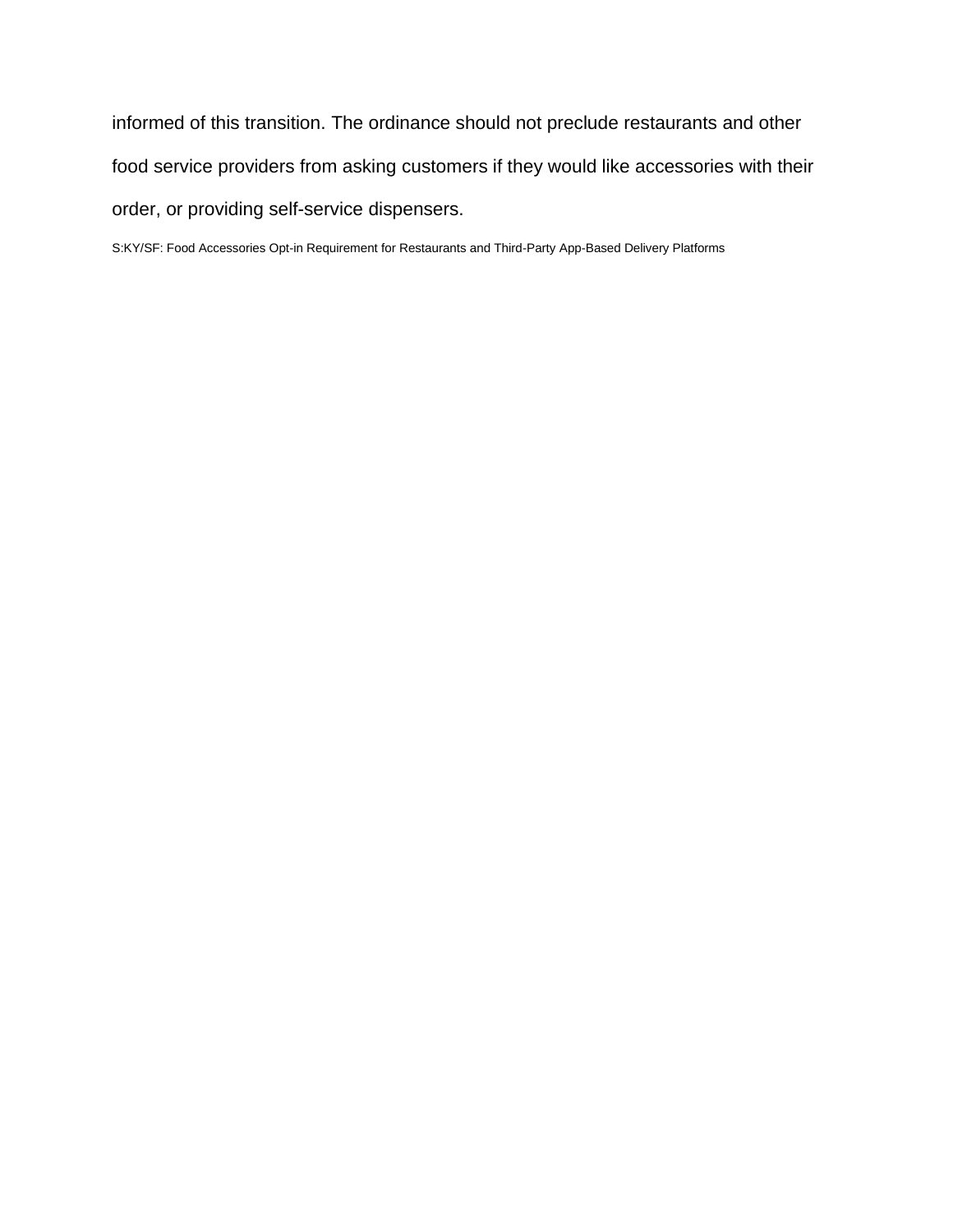informed of this transition. The ordinance should not preclude restaurants and other food service providers from asking customers if they would like accessories with their order, or providing self-service dispensers.

S:KY/SF: Food Accessories Opt-in Requirement for Restaurants and Third-Party App-Based Delivery Platforms